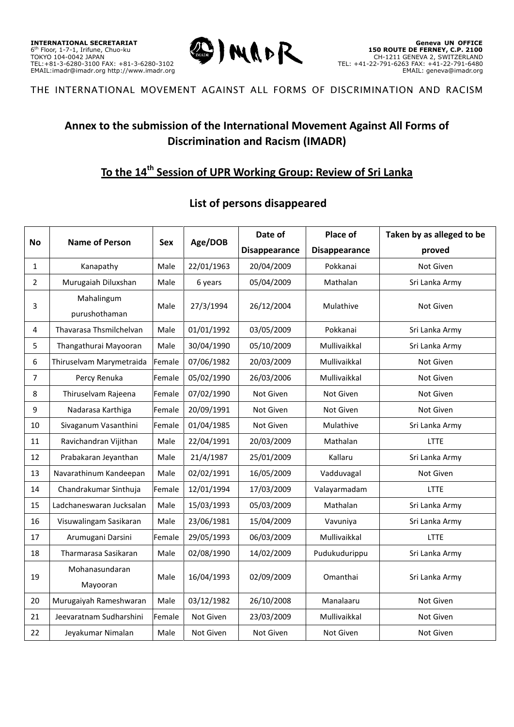INTERNATIONAL SECRETARIAT
6th Floor, 1-7-1, Irifune, Chuo-ku
TOKYO 104-0042 JAPAN
TEL:+81-3-6280-3100 FAX: +81-3-6280-3102
EMAIL:imadr@imadr.org http://www.imadr.org

IMADR

Geneva UN OFFICE
150 ROUTE DE FERNEY, C.P. 2100
CH-1211 GENEVA 2, SWITZERLAND
TEL: +41-22-791-6263 FAX: +41-22-791-6480
EMAIL: geneva@imadr.org

THE INTERNATIONAL MOVEMENT AGAINST ALL FORMS OF DISCRIMINATION AND RACISM

# Annex to the submission of the International Movement Against All Forms of Discrimination and Racism (IMADR)

## To the 14th Session of UPR Working Group: Review of Sri Lanka

## List of persons disappeared

| No | Name of Person | Sex | Age/DOB | Date of Disappearance | Place of Disappearance | Taken by as alleged to be proved |
|---|---|---|---|---|---|---|
| 1 | Kanapathy | Male | 22/01/1963 | 20/04/2009 | Pokkanai | Not Given |
| 2 | Murugaiah Diluxshan | Male | 6 years | 05/04/2009 | Mathalan | Sri Lanka Army |
| 3 | Mahalingum purushothaman | Male | 27/3/1994 | 26/12/2004 | Mulathive | Not Given |
| 4 | Thavarasa Thsmilchelvan | Male | 01/01/1992 | 03/05/2009 | Pokkanai | Sri Lanka Army |
| 5 | Thangathurai Mayooran | Male | 30/04/1990 | 05/10/2009 | Mullivaikkal | Sri Lanka Army |
| 6 | Thiruselvam Marymetraida | Female | 07/06/1982 | 20/03/2009 | Mullivaikkal | Not Given |
| 7 | Percy Renuka | Female | 05/02/1990 | 26/03/2006 | Mullivaikkal | Not Given |
| 8 | Thiruselvam Rajeena | Female | 07/02/1990 | Not Given | Not Given | Not Given |
| 9 | Nadarasa Karthiga | Female | 20/09/1991 | Not Given | Not Given | Not Given |
| 10 | Sivaganum Vasanthini | Female | 01/04/1985 | Not Given | Mulathive | Sri Lanka Army |
| 11 | Ravichandran Vijithan | Male | 22/04/1991 | 20/03/2009 | Mathalan | LTTE |
| 12 | Prabakaran Jeyanthan | Male | 21/4/1987 | 25/01/2009 | Kallaru | Sri Lanka Army |
| 13 | Navarathinum Kandeepan | Male | 02/02/1991 | 16/05/2009 | Vadduvagal | Not Given |
| 14 | Chandrakumar Sinthuja | Female | 12/01/1994 | 17/03/2009 | Valayarmadam | LTTE |
| 15 | Ladchaneswaran Jucksalan | Male | 15/03/1993 | 05/03/2009 | Mathalan | Sri Lanka Army |
| 16 | Visuwalingam Sasikaran | Male | 23/06/1981 | 15/04/2009 | Vavuniya | Sri Lanka Army |
| 17 | Arumugani Darsini | Female | 29/05/1993 | 06/03/2009 | Mullivaikkal | LTTE |
| 18 | Tharmarasa Sasikaran | Male | 02/08/1990 | 14/02/2009 | Pudukudurippu | Sri Lanka Army |
| 19 | Mohanasundaran Mayooran | Male | 16/04/1993 | 02/09/2009 | Omanthai | Sri Lanka Army |
| 20 | Murugaiyah Rameshwaran | Male | 03/12/1982 | 26/10/2008 | Manalaaru | Not Given |
| 21 | Jeevaratnam Sudharshini | Female | Not Given | 23/03/2009 | Mullivaikkal | Not Given |
| 22 | Jeyakumar Nimalan | Male | Not Given | Not Given | Not Given | Not Given |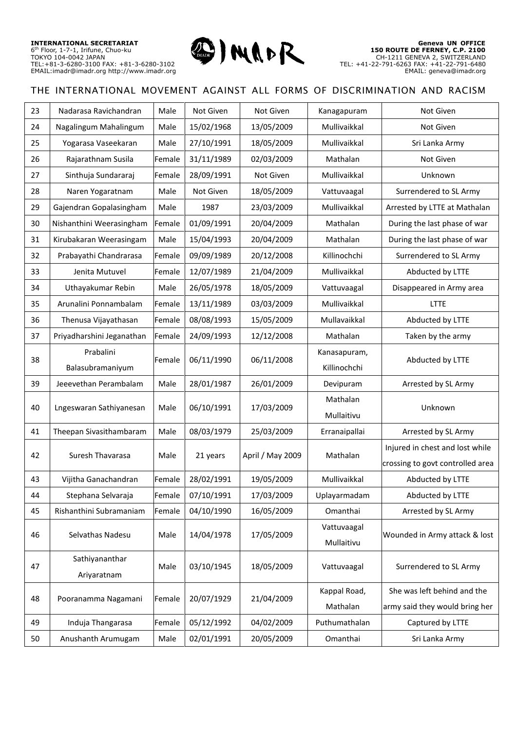**INTERNATIONAL SECRETARIAT**
6th Floor, 1-7-1, Irifune, Chuo-ku
TOKYO 104-0042 JAPAN
TEL:+81-3-6280-3100 FAX: +81-3-6280-3102
EMAIL:imadr@imadr.org http://www.imadr.org

IMADR

**Geneva UN OFFICE**
**150 ROUTE DE FERNEY, C.P. 2100**
CH-1211 GENEVA 2, SWITZERLAND
TEL: +41-22-791-6263 FAX: +41-22-791-6480
EMAIL: geneva@imadr.org

THE INTERNATIONAL MOVEMENT AGAINST ALL FORMS OF DISCRIMINATION AND RACISM

| | | | | | | |
|---|---|---|---|---|---|---|
| 23 | Nadarasa Ravichandran | Male | Not Given | Not Given | Kanagapuram | Not Given |
| 24 | Nagalingum Mahalingum | Male | 15/02/1968 | 13/05/2009 | Mullivaikkal | Not Given |
| 25 | Yogarasa Vaseekaran | Male | 27/10/1991 | 18/05/2009 | Mullivaikkal | Sri Lanka Army |
| 26 | Rajarathnam Susila | Female | 31/11/1989 | 02/03/2009 | Mathalan | Not Given |
| 27 | Sinthuja Sundararaj | Female | 28/09/1991 | Not Given | Mullivaikkal | Unknown |
| 28 | Naren Yogaratnam | Male | Not Given | 18/05/2009 | Vattuvaagal | Surrendered to SL Army |
| 29 | Gajendran Gopalasingham | Male | 1987 | 23/03/2009 | Mullivaikkal | Arrested by LTTE at Mathalan |
| 30 | Nishanthini Weerasingham | Female | 01/09/1991 | 20/04/2009 | Mathalan | During the last phase of war |
| 31 | Kirubakaran Weerasingam | Male | 15/04/1993 | 20/04/2009 | Mathalan | During the last phase of war |
| 32 | Prabayathi Chandrarasa | Female | 09/09/1989 | 20/12/2008 | Killinochchi | Surrendered to SL Army |
| 33 | Jenita Mutuvel | Female | 12/07/1989 | 21/04/2009 | Mullivaikkal | Abducted by LTTE |
| 34 | Uthayakumar Rebin | Male | 26/05/1978 | 18/05/2009 | Vattuvaagal | Disappeared in Army area |
| 35 | Arunalini Ponnambalam | Female | 13/11/1989 | 03/03/2009 | Mullivaikkal | LTTE |
| 36 | Thenusa Vijayathasan | Female | 08/08/1993 | 15/05/2009 | Mullavaikkal | Abducted by LTTE |
| 37 | Priyadharshini Jeganathan | Female | 24/09/1993 | 12/12/2008 | Mathalan | Taken by the army |
| 38 | Prabalini Balasubramaniyum | Female | 06/11/1990 | 06/11/2008 | Kanasapuram, Killinochchi | Abducted by LTTE |
| 39 | Jeeevethan Perambalam | Male | 28/01/1987 | 26/01/2009 | Devipuram | Arrested by SL Army |
| 40 | Lngeswaran Sathiyanesan | Male | 06/10/1991 | 17/03/2009 | Mathalan Mullaitivu | Unknown |
| 41 | Theepan Sivasithambaram | Male | 08/03/1979 | 25/03/2009 | Erranaipallai | Arrested by SL Army |
| 42 | Suresh Thavarasa | Male | 21 years | April / May 2009 | Mathalan | Injured in chest and lost while crossing to govt controlled area |
| 43 | Vijitha Ganachandran | Female | 28/02/1991 | 19/05/2009 | Mullivaikkal | Abducted by LTTE |
| 44 | Stephana Selvaraja | Female | 07/10/1991 | 17/03/2009 | Uplayarmadam | Abducted by LTTE |
| 45 | Rishanthini Subramaniam | Female | 04/10/1990 | 16/05/2009 | Omanthai | Arrested by SL Army |
| 46 | Selvathas Nadesu | Male | 14/04/1978 | 17/05/2009 | Vattuvaagal Mullaitivu | Wounded in Army attack & lost |
| 47 | Sathiyananthar Ariyaratnam | Male | 03/10/1945 | 18/05/2009 | Vattuvaagal | Surrendered to SL Army |
| 48 | Pooranamma Nagamani | Female | 20/07/1929 | 21/04/2009 | Kappal Road, Mathalan | She was left behind and the army said they would bring her |
| 49 | Induja Thangarasa | Female | 05/12/1992 | 04/02/2009 | Puthumathalan | Captured by LTTE |
| 50 | Anushanth Arumugam | Male | 02/01/1991 | 20/05/2009 | Omanthai | Sri Lanka Army |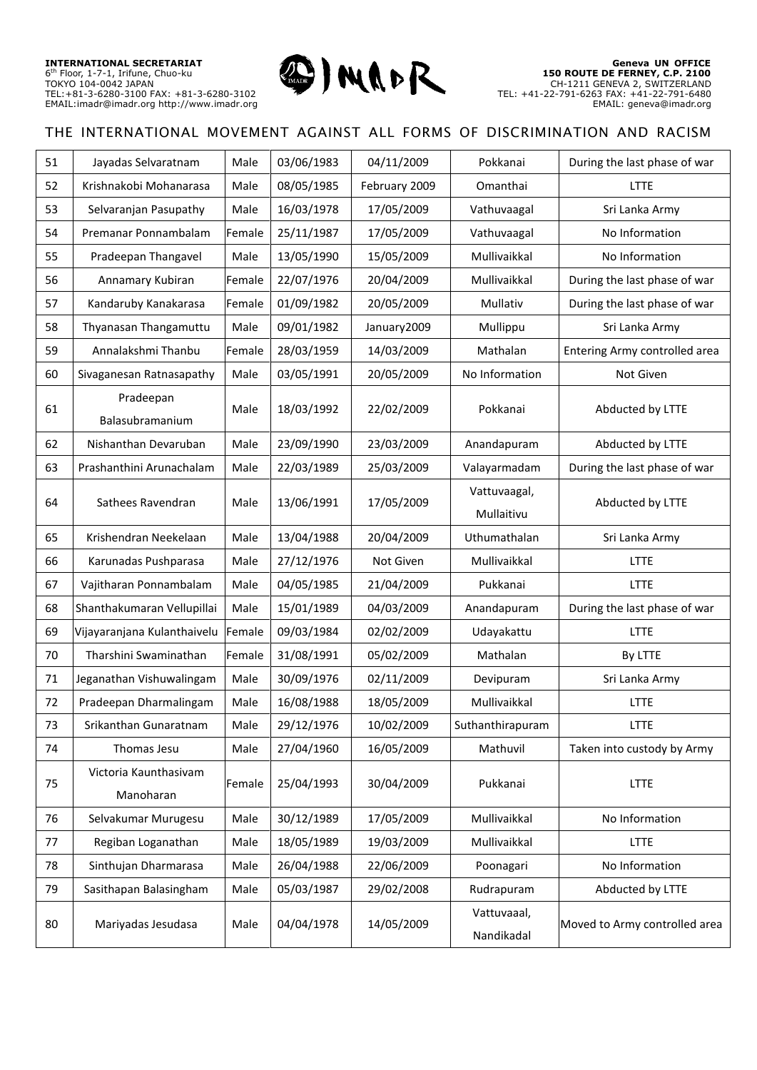| 51 | Jayadas Selvaratnam | Male | 03/06/1983 | 04/11/2009 | Pokkanai | During the last phase of war |
|---|---|---|---|---|---|---|
| 52 | Krishnakobi Mohanarasa | Male | 08/05/1985 | February 2009 | Omanthai | LTTE |
| 53 | Selvaranjan Pasupathy | Male | 16/03/1978 | 17/05/2009 | Vathuvaagal | Sri Lanka Army |
| 54 | Premanar Ponnambalam | Female | 25/11/1987 | 17/05/2009 | Vathuvaagal | No Information |
| 55 | Pradeepan Thangavel | Male | 13/05/1990 | 15/05/2009 | Mullivaikkal | No Information |
| 56 | Annamary Kubiran | Female | 22/07/1976 | 20/04/2009 | Mullivaikkal | During the last phase of war |
| 57 | Kandaruby Kanakarasa | Female | 01/09/1982 | 20/05/2009 | Mullativ | During the last phase of war |
| 58 | Thyanasan Thangamuttu | Male | 09/01/1982 | January2009 | Mullippu | Sri Lanka Army |
| 59 | Annalakshmi Thanbu | Female | 28/03/1959 | 14/03/2009 | Mathalan | Entering Army controlled area |
| 60 | Sivaganesan Ratnasapathy | Male | 03/05/1991 | 20/05/2009 | No Information | Not Given |
| 61 | Pradeepan Balasubramanium | Male | 18/03/1992 | 22/02/2009 | Pokkanai | Abducted by LTTE |
| 62 | Nishanthan Devaruban | Male | 23/09/1990 | 23/03/2009 | Anandapuram | Abducted by LTTE |
| 63 | Prashanthini Arunachalam | Male | 22/03/1989 | 25/03/2009 | Valayarmadam | During the last phase of war |
| 64 | Sathees Ravendran | Male | 13/06/1991 | 17/05/2009 | Vattuvaagal, Mullaitivu | Abducted by LTTE |
| 65 | Krishendran Neekelaan | Male | 13/04/1988 | 20/04/2009 | Uthumathalan | Sri Lanka Army |
| 66 | Karunadas Pushparasa | Male | 27/12/1976 | Not Given | Mullivaikkal | LTTE |
| 67 | Vajitharan Ponnambalam | Male | 04/05/1985 | 21/04/2009 | Pukkanai | LTTE |
| 68 | Shanthakumaran Vellupillai | Male | 15/01/1989 | 04/03/2009 | Anandapuram | During the last phase of war |
| 69 | Vijayaranjana Kulanthaivelu | Female | 09/03/1984 | 02/02/2009 | Udayakattu | LTTE |
| 70 | Tharshini Swaminathan | Female | 31/08/1991 | 05/02/2009 | Mathalan | By LTTE |
| 71 | Jeganathan Vishuwalingam | Male | 30/09/1976 | 02/11/2009 | Devipuram | Sri Lanka Army |
| 72 | Pradeepan Dharmalingam | Male | 16/08/1988 | 18/05/2009 | Mullivaikkal | LTTE |
| 73 | Srikanthan Gunaratnam | Male | 29/12/1976 | 10/02/2009 | Suthanthirapuram | LTTE |
| 74 | Thomas Jesu | Male | 27/04/1960 | 16/05/2009 | Mathuvil | Taken into custody by Army |
| 75 | Victoria Kaunthasivam Manoharan | Female | 25/04/1993 | 30/04/2009 | Pukkanai | LTTE |
| 76 | Selvakumar Murugesu | Male | 30/12/1989 | 17/05/2009 | Mullivaikkal | No Information |
| 77 | Regiban Loganathan | Male | 18/05/1989 | 19/03/2009 | Mullivaikkal | LTTE |
| 78 | Sinthujan Dharmarasa | Male | 26/04/1988 | 22/06/2009 | Poonagari | No Information |
| 79 | Sasithapan Balasingham | Male | 05/03/1987 | 29/02/2008 | Rudrapuram | Abducted by LTTE |
| 80 | Mariyadas Jesudasa | Male | 04/04/1978 | 14/05/2009 | Vattuvaal, Nandikadal | Moved to Army controlled area |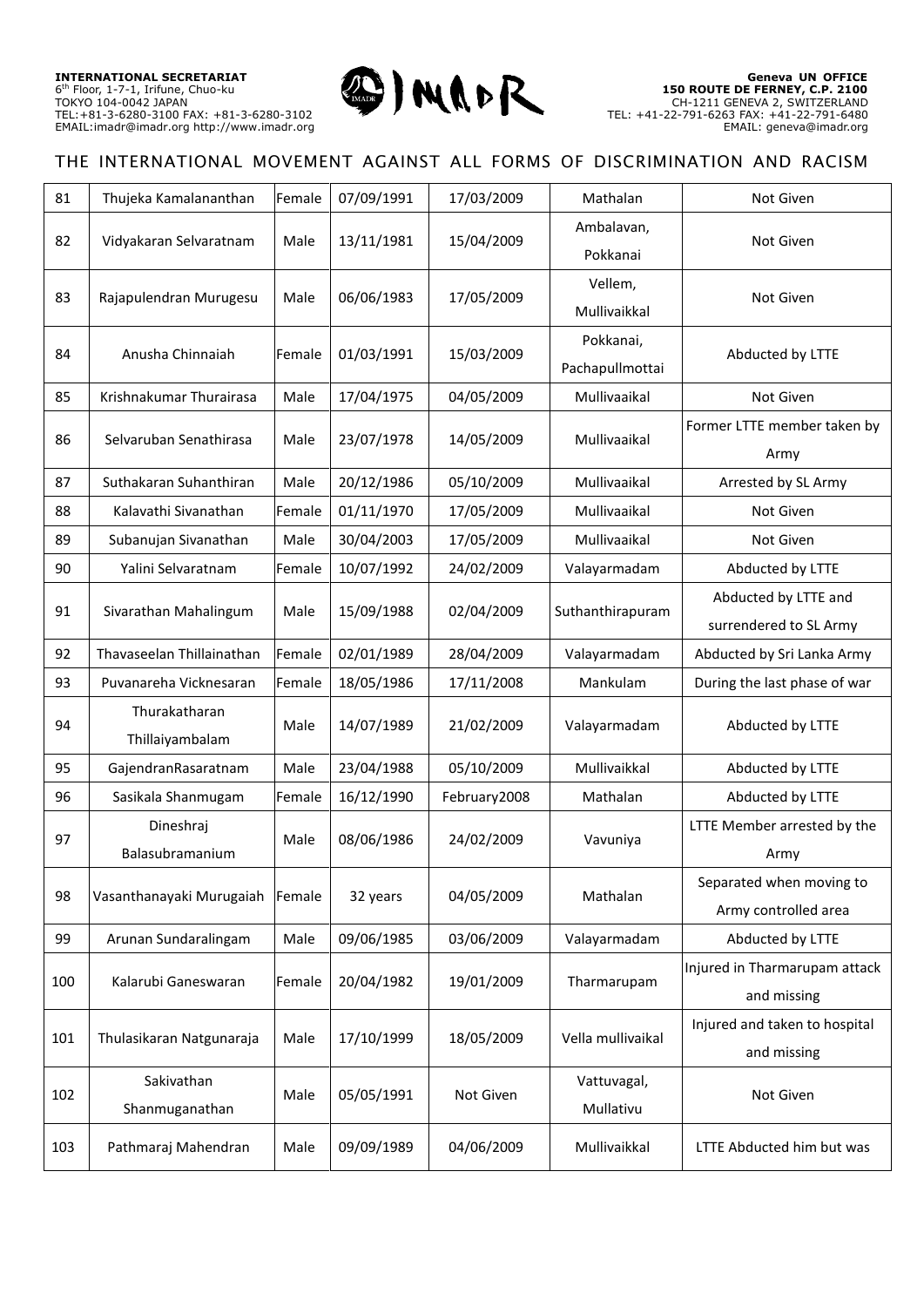| 81 | Thujeka Kamalananthan | Female | 07/09/1991 | 17/03/2009 | Mathalan | Not Given |
|---|---|---|---|---|---|---|
| 82 | Vidyakaran Selvaratnam | Male | 13/11/1981 | 15/04/2009 | Ambalavan, Pokkanai | Not Given |
| 83 | Rajapulendran Murugesu | Male | 06/06/1983 | 17/05/2009 | Vellem, Mullivaikkal | Not Given |
| 84 | Anusha Chinnaiah | Female | 01/03/1991 | 15/03/2009 | Pokkanai, Pachapullmottai | Abducted by LTTE |
| 85 | Krishnakumar Thurairasa | Male | 17/04/1975 | 04/05/2009 | Mullivaaikal | Not Given |
| 86 | Selvaruban Senathirasa | Male | 23/07/1978 | 14/05/2009 | Mullivaaikal | Former LTTE member taken by Army |
| 87 | Suthakaran Suhanthiran | Male | 20/12/1986 | 05/10/2009 | Mullivaaikal | Arrested by SL Army |
| 88 | Kalavathi Sivanathan | Female | 01/11/1970 | 17/05/2009 | Mullivaaikal | Not Given |
| 89 | Subanujan Sivanathan | Male | 30/04/2003 | 17/05/2009 | Mullivaaikal | Not Given |
| 90 | Yalini Selvaratnam | Female | 10/07/1992 | 24/02/2009 | Valayarmadam | Abducted by LTTE |
| 91 | Sivarathan Mahalingum | Male | 15/09/1988 | 02/04/2009 | Suthanthirapuram | Abducted by LTTE and surrendered to SL Army |
| 92 | Thavaseelan Thillainathan | Female | 02/01/1989 | 28/04/2009 | Valayarmadam | Abducted by Sri Lanka Army |
| 93 | Puvanareha Vicknesaran | Female | 18/05/1986 | 17/11/2008 | Mankulam | During the last phase of war |
| 94 | Thurakatharan Thillaiyambalam | Male | 14/07/1989 | 21/02/2009 | Valayarmadam | Abducted by LTTE |
| 95 | GajendranRasaratnam | Male | 23/04/1988 | 05/10/2009 | Mullivaikkal | Abducted by LTTE |
| 96 | Sasikala Shanmugam | Female | 16/12/1990 | February2008 | Mathalan | Abducted by LTTE |
| 97 | Dineshraj Balasubramanium | Male | 08/06/1986 | 24/02/2009 | Vavuniya | LTTE Member arrested by the Army |
| 98 | Vasanthanayaki Murugaiah | Female | 32 years | 04/05/2009 | Mathalan | Separated when moving to Army controlled area |
| 99 | Arunan Sundaralingam | Male | 09/06/1985 | 03/06/2009 | Valayarmadam | Abducted by LTTE |
| 100 | Kalarubi Ganeswaran | Female | 20/04/1982 | 19/01/2009 | Tharmarupam | Injured in Tharmarupam attack and missing |
| 101 | Thulasikaran Natgunaraja | Male | 17/10/1999 | 18/05/2009 | Vella mullivaikal | Injured and taken to hospital and missing |
| 102 | Sakivathan Shanmuganathan | Male | 05/05/1991 | Not Given | Vattuvagal, Mullativu | Not Given |
| 103 | Pathmaraj Mahendran | Male | 09/09/1989 | 04/06/2009 | Mullivaikkal | LTTE Abducted him but was |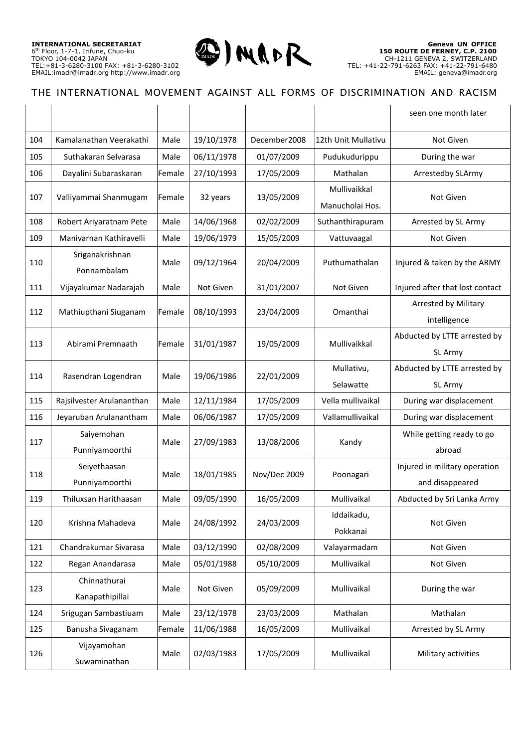|  |  |  |  |  |  | seen one month later |
|---|---|---|---|---|---|---|
| 104 | Kamalanathan Veerakathi | Male | 19/10/1978 | December2008 | 12th Unit Mullativu | Not Given |
| 105 | Suthakaran Selvarasa | Male | 06/11/1978 | 01/07/2009 | Pudukudurippu | During the war |
| 106 | Dayalini Subaraskaran | Female | 27/10/1993 | 17/05/2009 | Mathalan | Arrestedby SLArmy |
| 107 | Valliyammai Shanmugam | Female | 32 years | 13/05/2009 | Mullivaikkal Manucholai Hos. | Not Given |
| 108 | Robert Ariyaratnam Pete | Male | 14/06/1968 | 02/02/2009 | Suthanthirapuram | Arrested by SL Army |
| 109 | Manivarnan Kathiravelli | Male | 19/06/1979 | 15/05/2009 | Vattuvaagal | Not Given |
| 110 | Sriganakrishnan Ponnambalam | Male | 09/12/1964 | 20/04/2009 | Puthumathalan | Injured & taken by the ARMY |
| 111 | Vijayakumar Nadarajah | Male | Not Given | 31/01/2007 | Not Given | Injured after that lost contact |
| 112 | Mathiupthani Siuganam | Female | 08/10/1993 | 23/04/2009 | Omanthai | Arrested by Military intelligence |
| 113 | Abirami Premnaath | Female | 31/01/1987 | 19/05/2009 | Mullivaikkal | Abducted by LTTE arrested by SL Army |
| 114 | Rasendran Logendran | Male | 19/06/1986 | 22/01/2009 | Mullativu, Selawatte | Abducted by LTTE arrested by SL Army |
| 115 | Rajsilvester Arulananthan | Male | 12/11/1984 | 17/05/2009 | Vella mullivaikal | During war displacement |
| 116 | Jeyaruban Arulanantham | Male | 06/06/1987 | 17/05/2009 | Vallamullivaikal | During war displacement |
| 117 | Saiyemohan Punniyamoorthi | Male | 27/09/1983 | 13/08/2006 | Kandy | While getting ready to go abroad |
| 118 | Seiyethaasan Punniyamoorthi | Male | 18/01/1985 | Nov/Dec 2009 | Poonagari | Injured in military operation and disappeared |
| 119 | Thiluxsan Harithaasan | Male | 09/05/1990 | 16/05/2009 | Mullivaikal | Abducted by Sri Lanka Army |
| 120 | Krishna Mahadeva | Male | 24/08/1992 | 24/03/2009 | Iddaikadu, Pokkanai | Not Given |
| 121 | Chandrakumar Sivarasa | Male | 03/12/1990 | 02/08/2009 | Valayarmadam | Not Given |
| 122 | Regan Anandarasa | Male | 05/01/1988 | 05/10/2009 | Mullivaikal | Not Given |
| 123 | Chinnathurai Kanapathipillai | Male | Not Given | 05/09/2009 | Mullivaikal | During the war |
| 124 | Srigugan Sambastiuam | Male | 23/12/1978 | 23/03/2009 | Mathalan | Mathalan |
| 125 | Banusha Sivaganam | Female | 11/06/1988 | 16/05/2009 | Mullivaikal | Arrested by SL Army |
| 126 | Vijayamohan Suwaminathan | Male | 02/03/1983 | 17/05/2009 | Mullivaikal | Military activities |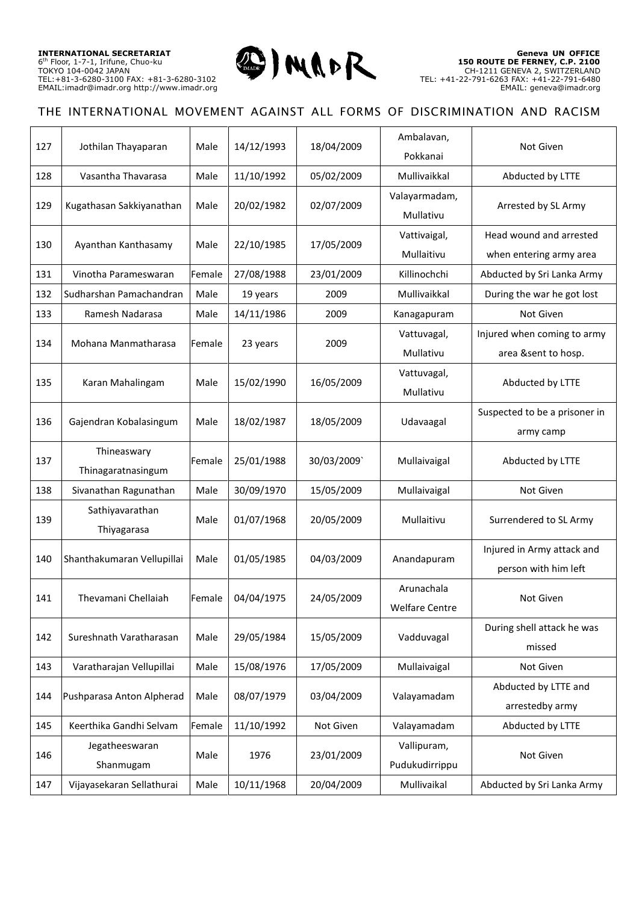| 127 | Jothilan Thayaparan | Male | 14/12/1993 | 18/04/2009 | Ambalavan, Pokkanai | Not Given |
|---|---|---|---|---|---|---|
| 128 | Vasantha Thavarasa | Male | 11/10/1992 | 05/02/2009 | Mullivaikkal | Abducted by LTTE |
| 129 | Kugathasan Sakkiyanathan | Male | 20/02/1982 | 02/07/2009 | Valayarmadam, Mullativu | Arrested by SL Army |
| 130 | Ayanthan Kanthasamy | Male | 22/10/1985 | 17/05/2009 | Vattivaigal, Mullaitivu | Head wound and arrested when entering army area |
| 131 | Vinotha Parameswaran | Female | 27/08/1988 | 23/01/2009 | Killinochchi | Abducted by Sri Lanka Army |
| 132 | Sudharshan Pamachandran | Male | 19 years | 2009 | Mullivaikkal | During the war he got lost |
| 133 | Ramesh Nadarasa | Male | 14/11/1986 | 2009 | Kanagapuram | Not Given |
| 134 | Mohana Manmatharasa | Female | 23 years | 2009 | Vattuvagal, Mullativu | Injured when coming to army area &sent to hosp. |
| 135 | Karan Mahalingam | Male | 15/02/1990 | 16/05/2009 | Vattuvagal, Mullativu | Abducted by LTTE |
| 136 | Gajendran Kobalasingum | Male | 18/02/1987 | 18/05/2009 | Udavaagal | Suspected to be a prisoner in army camp |
| 137 | Thineaswary Thinagaratnasingum | Female | 25/01/1988 | 30/03/2009` | Mullaivaigal | Abducted by LTTE |
| 138 | Sivanathan Ragunathan | Male | 30/09/1970 | 15/05/2009 | Mullaivaigal | Not Given |
| 139 | Sathiyavarathan Thiyagarasa | Male | 01/07/1968 | 20/05/2009 | Mullaitivu | Surrendered to SL Army |
| 140 | Shanthakumaran Vellupillai | Male | 01/05/1985 | 04/03/2009 | Anandapuram | Injured in Army attack and person with him left |
| 141 | Thevamani Chellaiah | Female | 04/04/1975 | 24/05/2009 | Arunachala Welfare Centre | Not Given |
| 142 | Sureshnath Varatharasan | Male | 29/05/1984 | 15/05/2009 | Vadduvagal | During shell attack he was missed |
| 143 | Varatharajan Vellupillai | Male | 15/08/1976 | 17/05/2009 | Mullaivaigal | Not Given |
| 144 | Pushparasa Anton Alpherad | Male | 08/07/1979 | 03/04/2009 | Valayamadam | Abducted by LTTE and arrestedby army |
| 145 | Keerthika Gandhi Selvam | Female | 11/10/1992 | Not Given | Valayamadam | Abducted by LTTE |
| 146 | Jegatheeswaran Shanmugam | Male | 1976 | 23/01/2009 | Vallipuram, Pudukudirrippu | Not Given |
| 147 | Vijayasekaran Sellathurai | Male | 10/11/1968 | 20/04/2009 | Mullivaikal | Abducted by Sri Lanka Army |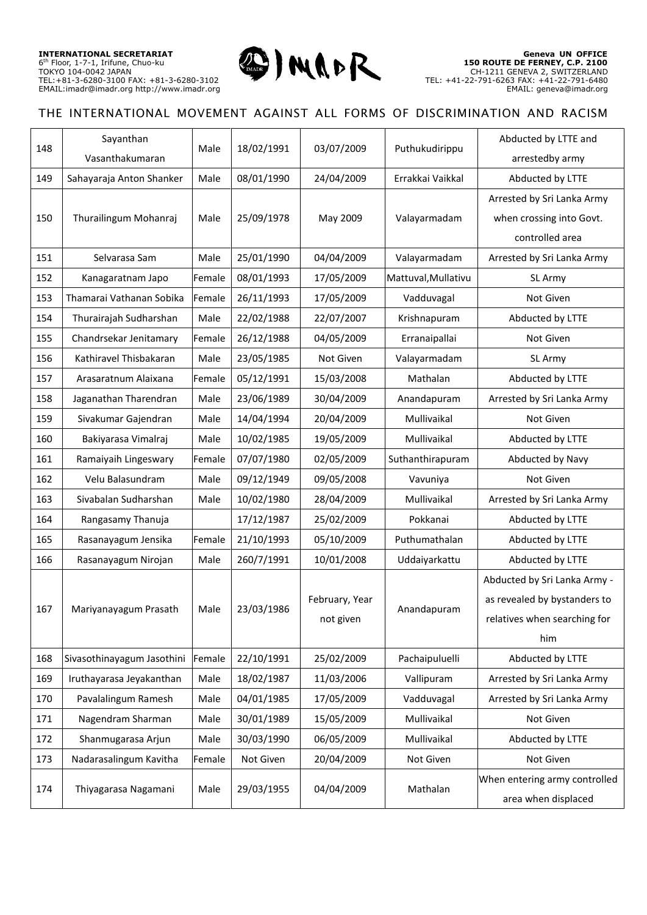| 148 | Sayanthan Vasanthakumaran | Male | 18/02/1991 | 03/07/2009 | Puthukudirippu | Abducted by LTTE and arrestedby army |
|---|---|---|---|---|---|---|
| 149 | Sahayaraja Anton Shanker | Male | 08/01/1990 | 24/04/2009 | Errakkai Vaikkal | Abducted by LTTE |
| 150 | Thurailingum Mohanraj | Male | 25/09/1978 | May 2009 | Valayarmadam | Arrested by Sri Lanka Army when crossing into Govt. controlled area |
| 151 | Selvarasa Sam | Male | 25/01/1990 | 04/04/2009 | Valayarmadam | Arrested by Sri Lanka Army |
| 152 | Kanagaratnam Japo | Female | 08/01/1993 | 17/05/2009 | Mattuval,Mullativu | SL Army |
| 153 | Thamarai Vathanan Sobika | Female | 26/11/1993 | 17/05/2009 | Vadduvagal | Not Given |
| 154 | Thurairajah Sudharshan | Male | 22/02/1988 | 22/07/2007 | Krishnapuram | Abducted by LTTE |
| 155 | Chandrsekar Jenitamary | Female | 26/12/1988 | 04/05/2009 | Erranaipallai | Not Given |
| 156 | Kathiravel Thisbakaran | Male | 23/05/1985 | Not Given | Valayarmadam | SL Army |
| 157 | Arasaratnum Alaixana | Female | 05/12/1991 | 15/03/2008 | Mathalan | Abducted by LTTE |
| 158 | Jaganathan Tharendran | Male | 23/06/1989 | 30/04/2009 | Anandapuram | Arrested by Sri Lanka Army |
| 159 | Sivakumar Gajendran | Male | 14/04/1994 | 20/04/2009 | Mullivaikal | Not Given |
| 160 | Bakiyarasa Vimalraj | Male | 10/02/1985 | 19/05/2009 | Mullivaikal | Abducted by LTTE |
| 161 | Ramaiyaih Lingeswary | Female | 07/07/1980 | 02/05/2009 | Suthanthirapuram | Abducted by Navy |
| 162 | Velu Balasundram | Male | 09/12/1949 | 09/05/2008 | Vavuniya | Not Given |
| 163 | Sivabalan Sudharshan | Male | 10/02/1980 | 28/04/2009 | Mullivaikal | Arrested by Sri Lanka Army |
| 164 | Rangasamy Thanuja | | 17/12/1987 | 25/02/2009 | Pokkanai | Abducted by LTTE |
| 165 | Rasanayagum Jensika | Female | 21/10/1993 | 05/10/2009 | Puthumathalan | Abducted by LTTE |
| 166 | Rasanayagum Nirojan | Male | 260/7/1991 | 10/01/2008 | Uddaiyarkattu | Abducted by LTTE |
| 167 | Mariyanayagum Prasath | Male | 23/03/1986 | February, Year not given | Anandapuram | Abducted by Sri Lanka Army - as revealed by bystanders to relatives when searching for him |
| 168 | Sivasothinayagum Jasothini | Female | 22/10/1991 | 25/02/2009 | Pachaipuluelli | Abducted by LTTE |
| 169 | Iruthayarasa Jeyakanthan | Male | 18/02/1987 | 11/03/2006 | Vallipuram | Arrested by Sri Lanka Army |
| 170 | Pavalalingum Ramesh | Male | 04/01/1985 | 17/05/2009 | Vadduvagal | Arrested by Sri Lanka Army |
| 171 | Nagendram Sharman | Male | 30/01/1989 | 15/05/2009 | Mullivaikal | Not Given |
| 172 | Shanmugarasa Arjun | Male | 30/03/1990 | 06/05/2009 | Mullivaikal | Abducted by LTTE |
| 173 | Nadarasalingum Kavitha | Female | Not Given | 20/04/2009 | Not Given | Not Given |
| 174 | Thiyagarasa Nagamani | Male | 29/03/1955 | 04/04/2009 | Mathalan | When entering army controlled area when displaced |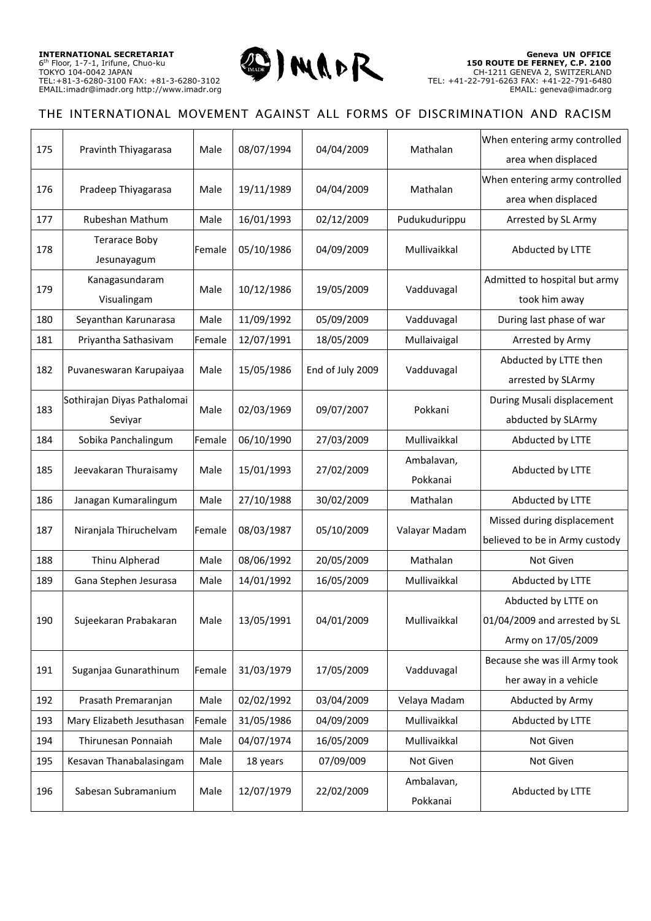| 175 | Pravinth Thiyagarasa | Male | 08/07/1994 | 04/04/2009 | Mathalan | When entering army controlled area when displaced |
|---|---|---|---|---|---|---|
| 176 | Pradeep Thiyagarasa | Male | 19/11/1989 | 04/04/2009 | Mathalan | When entering army controlled area when displaced |
| 177 | Rubeshan Mathum | Male | 16/01/1993 | 02/12/2009 | Pudukudurippu | Arrested by SL Army |
| 178 | Teraracе Boby Jesunayagum | Female | 05/10/1986 | 04/09/2009 | Mullivaikkal | Abducted by LTTE |
| 179 | Kanagasundaram Visualingam | Male | 10/12/1986 | 19/05/2009 | Vadduvagal | Admitted to hospital but army took him away |
| 180 | Seyanthan Karunarasa | Male | 11/09/1992 | 05/09/2009 | Vadduvagal | During last phase of war |
| 181 | Priyantha Sathasivam | Female | 12/07/1991 | 18/05/2009 | Mullaivaigal | Arrested by Army |
| 182 | Puvaneswaran Karupaiyaa | Male | 15/05/1986 | End of July 2009 | Vadduvagal | Abducted by LTTE then arrested by SLArmy |
| 183 | Sothirajan Diyas Pathalomai Seviyar | Male | 02/03/1969 | 09/07/2007 | Pokkani | During Musali displacement abducted by SLArmy |
| 184 | Sobika Panchalingum | Female | 06/10/1990 | 27/03/2009 | Mullivaikkal | Abducted by LTTE |
| 185 | Jeevakaran Thuraisamy | Male | 15/01/1993 | 27/02/2009 | Ambalavan, Pokkanai | Abducted by LTTE |
| 186 | Janagan Kumaralingum | Male | 27/10/1988 | 30/02/2009 | Mathalan | Abducted by LTTE |
| 187 | Niranjala Thiruchelvam | Female | 08/03/1987 | 05/10/2009 | Valayar Madam | Missed during displacement believed to be in Army custody |
| 188 | Thinu Alpherad | Male | 08/06/1992 | 20/05/2009 | Mathalan | Not Given |
| 189 | Gana Stephen Jesurasa | Male | 14/01/1992 | 16/05/2009 | Mullivaikkal | Abducted by LTTE |
| 190 | Sujeekaran Prabakaran | Male | 13/05/1991 | 04/01/2009 | Mullivaikkal | Abducted by LTTE on 01/04/2009 and arrested by SL Army on 17/05/2009 |
| 191 | Suganjaa Gunarathinum | Female | 31/03/1979 | 17/05/2009 | Vadduvagal | Because she was ill Army took her away in a vehicle |
| 192 | Prasath Premaranjan | Male | 02/02/1992 | 03/04/2009 | Velaya Madam | Abducted by Army |
| 193 | Mary Elizabeth Jesuthasan | Female | 31/05/1986 | 04/09/2009 | Mullivaikkal | Abducted by LTTE |
| 194 | Thirunesan Ponnaiah | Male | 04/07/1974 | 16/05/2009 | Mullivaikkal | Not Given |
| 195 | Kesavan Thanabalasingam | Male | 18 years | 07/09/009 | Not Given | Not Given |
| 196 | Sabesan Subramanium | Male | 12/07/1979 | 22/02/2009 | Ambalavan, Pokkanai | Abducted by LTTE |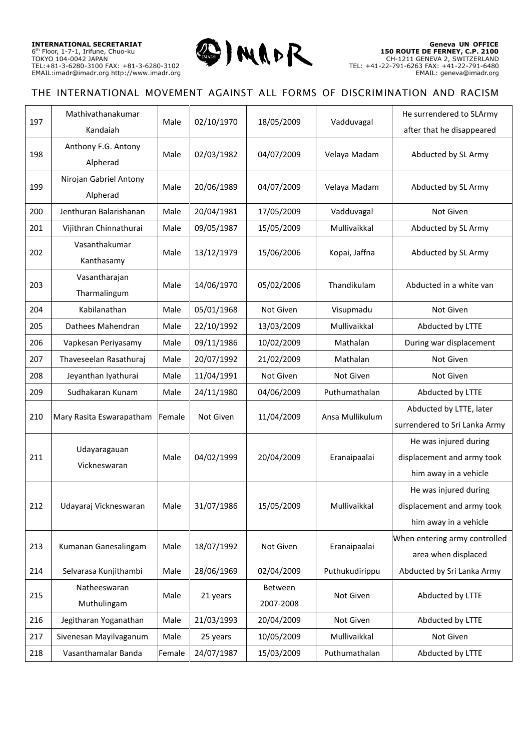| 197 | Mathivathanakumar Kandaiah | Male | 02/10/1970 | 18/05/2009 | Vadduvagal | He surrendered to SLArmy after that he disappeared |
|---|---|---|---|---|---|---|
| 198 | Anthony F.G. Antony Alpherad | Male | 02/03/1982 | 04/07/2009 | Velaya Madam | Abducted by SL Army |
| 199 | Nirojan Gabriel Antony Alpherad | Male | 20/06/1989 | 04/07/2009 | Velaya Madam | Abducted by SL Army |
| 200 | Jenthuran Balarishanan | Male | 20/04/1981 | 17/05/2009 | Vadduvagal | Not Given |
| 201 | Vijithran Chinnathurai | Male | 09/05/1987 | 15/05/2009 | Mullivaikkal | Abducted by SL Army |
| 202 | Vasanthakumar Kanthasamy | Male | 13/12/1979 | 15/06/2006 | Kopai, Jaffna | Abducted by SL Army |
| 203 | Vasantharajan Tharmalingum | Male | 14/06/1970 | 05/02/2006 | Thandikulam | Abducted in a white van |
| 204 | Kabilanathan | Male | 05/01/1968 | Not Given | Visupmadu | Not Given |
| 205 | Dathees Mahendran | Male | 22/10/1992 | 13/03/2009 | Mullivaikkal | Abducted by LTTE |
| 206 | Vapkesan Periyasamy | Male | 09/11/1986 | 10/02/2009 | Mathalan | During war displacement |
| 207 | Thaveseelan Rasathuraj | Male | 20/07/1992 | 21/02/2009 | Mathalan | Not Given |
| 208 | Jeyanthan Iyathurai | Male | 11/04/1991 | Not Given | Not Given | Not Given |
| 209 | Sudhakaran Kunam | Male | 24/11/1980 | 04/06/2009 | Puthumathalan | Abducted by LTTE |
| 210 | Mary Rasita Eswarapatham | Female | Not Given | 11/04/2009 | Ansa Mullikulum | Abducted by LTTE, later surrendered to Sri Lanka Army |
| 211 | Udayaragauan Vickneswaran | Male | 04/02/1999 | 20/04/2009 | Eranaipaalai | He was injured during displacement and army took him away in a vehicle |
| 212 | Udayaraj Vickneswaran | Male | 31/07/1986 | 15/05/2009 | Mullivaikkal | He was injured during displacement and army took him away in a vehicle |
| 213 | Kumanan Ganesalingam | Male | 18/07/1992 | Not Given | Eranaipaalai | When entering army controlled area when displaced |
| 214 | Selvarasa Kunjithambi | Male | 28/06/1969 | 02/04/2009 | Puthukudirippu | Abducted by Sri Lanka Army |
| 215 | Natheeswaran Muthulingam | Male | 21 years | Between 2007-2008 | Not Given | Abducted by LTTE |
| 216 | Jegitharan Yoganathan | Male | 21/03/1993 | 20/04/2009 | Not Given | Abducted by LTTE |
| 217 | Sivenesan Mayilvaganum | Male | 25 years | 10/05/2009 | Mullivaikkal | Not Given |
| 218 | Vasanthamalar Banda | Female | 24/07/1987 | 15/03/2009 | Puthumathalan | Abducted by LTTE |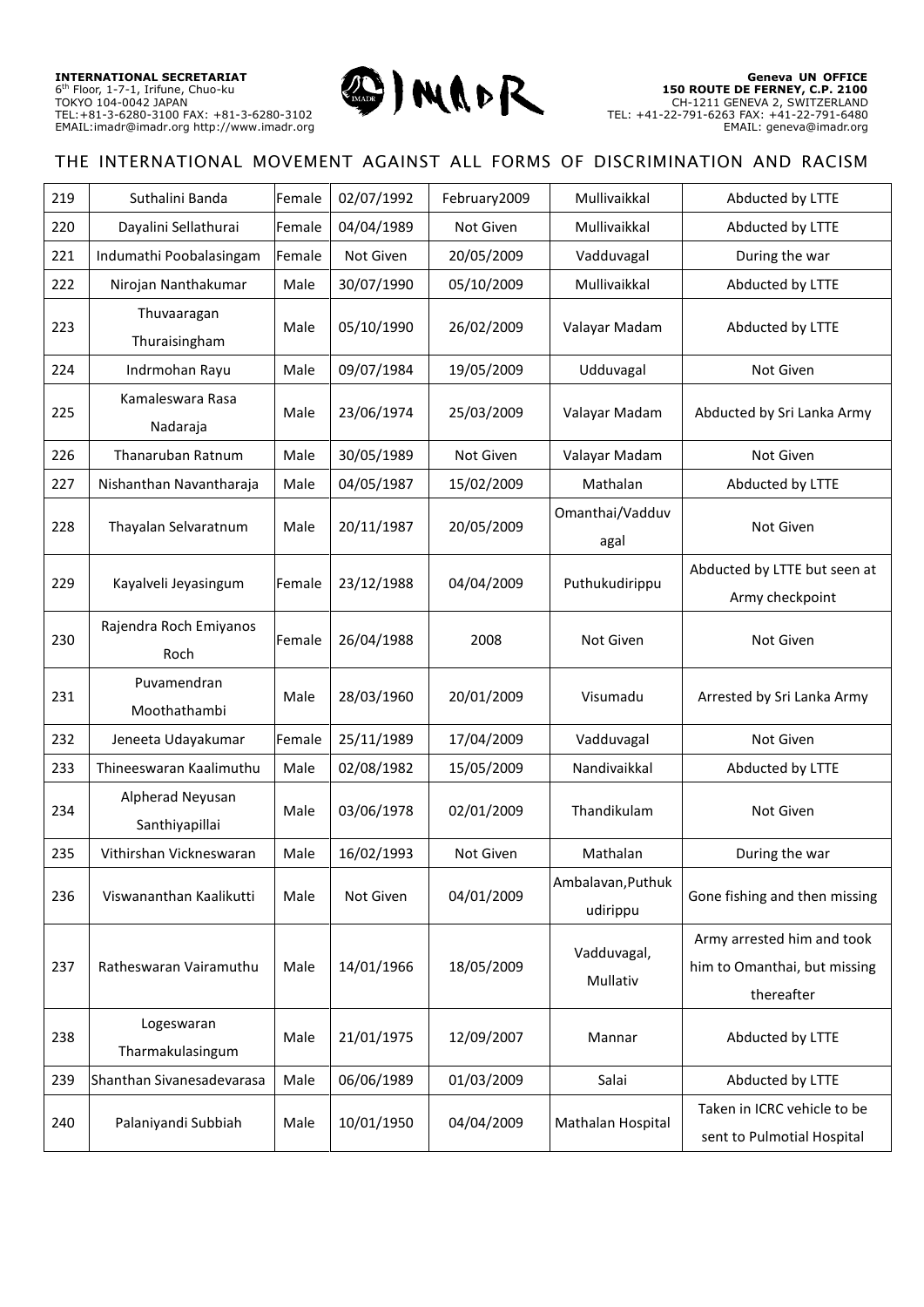| 219 | Suthalini Banda | Female | 02/07/1992 | February2009 | Mullivaikkal | Abducted by LTTE |
|---|---|---|---|---|---|---|
| 220 | Dayalini Sellathurai | Female | 04/04/1989 | Not Given | Mullivaikkal | Abducted by LTTE |
| 221 | Indumathi Poobalasingam | Female | Not Given | 20/05/2009 | Vadduvagal | During the war |
| 222 | Nirojan Nanthakumar | Male | 30/07/1990 | 05/10/2009 | Mullivaikkal | Abducted by LTTE |
| 223 | Thuvaaragan Thuraisingham | Male | 05/10/1990 | 26/02/2009 | Valayar Madam | Abducted by LTTE |
| 224 | Indrmohan Rayu | Male | 09/07/1984 | 19/05/2009 | Udduvagal | Not Given |
| 225 | Kamaleswara Rasa Nadaraja | Male | 23/06/1974 | 25/03/2009 | Valayar Madam | Abducted by Sri Lanka Army |
| 226 | Thanaruban Ratnum | Male | 30/05/1989 | Not Given | Valayar Madam | Not Given |
| 227 | Nishanthan Navantharaja | Male | 04/05/1987 | 15/02/2009 | Mathalan | Abducted by LTTE |
| 228 | Thayalan Selvaratnum | Male | 20/11/1987 | 20/05/2009 | Omanthai/Vadduvagal | Not Given |
| 229 | Kayalveli Jeyasingum | Female | 23/12/1988 | 04/04/2009 | Puthukudirippu | Abducted by LTTE but seen at Army checkpoint |
| 230 | Rajendra Roch Emiyanos Roch | Female | 26/04/1988 | 2008 | Not Given | Not Given |
| 231 | Puvamendran Moothathambi | Male | 28/03/1960 | 20/01/2009 | Visumadu | Arrested by Sri Lanka Army |
| 232 | Jeneeta Udayakumar | Female | 25/11/1989 | 17/04/2009 | Vadduvagal | Not Given |
| 233 | Thineeswaran Kaalimuthu | Male | 02/08/1982 | 15/05/2009 | Nandivaikkal | Abducted by LTTE |
| 234 | Alpherad Neyusan Santhiyapillai | Male | 03/06/1978 | 02/01/2009 | Thandikulam | Not Given |
| 235 | Vithirshan Vickneswaran | Male | 16/02/1993 | Not Given | Mathalan | During the war |
| 236 | Viswananthan Kaalikutti | Male | Not Given | 04/01/2009 | Ambalavan,Puthukudirippu | Gone fishing and then missing |
| 237 | Ratheswaran Vairamuthu | Male | 14/01/1966 | 18/05/2009 | Vadduvagal, Mullativ | Army arrested him and took him to Omanthai, but missing thereafter |
| 238 | Logeswaran Tharmakulasingum | Male | 21/01/1975 | 12/09/2007 | Mannar | Abducted by LTTE |
| 239 | Shanthan Sivanesadevarasa | Male | 06/06/1989 | 01/03/2009 | Salai | Abducted by LTTE |
| 240 | Palaniyandi Subbiah | Male | 10/01/1950 | 04/04/2009 | Mathalan Hospital | Taken in ICRC vehicle to be sent to Pulmotial Hospital |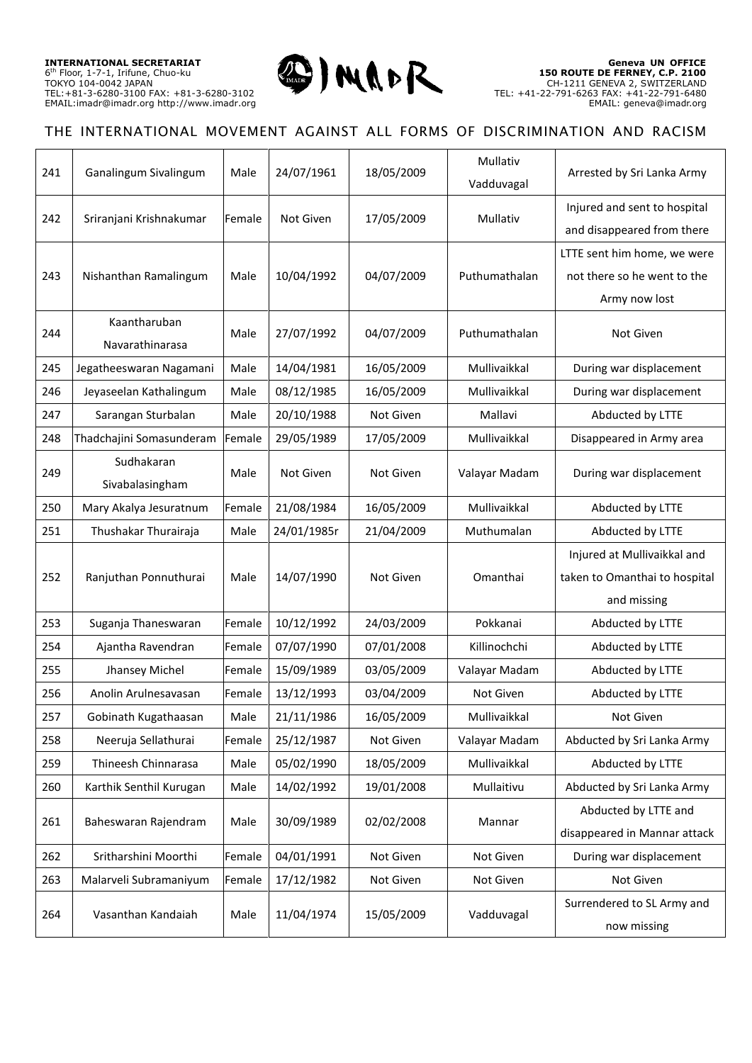| 241 | Ganalingum Sivalingum | Male | 24/07/1961 | 18/05/2009 | Mullativ Vadduvagal | Arrested by Sri Lanka Army |
|---|---|---|---|---|---|---|
| 242 | Sriranjani Krishnakumar | Female | Not Given | 17/05/2009 | Mullativ | Injured and sent to hospital and disappeared from there |
| 243 | Nishanthan Ramalingum | Male | 10/04/1992 | 04/07/2009 | Puthumathalan | LTTE sent him home, we were not there so he went to the Army now lost |
| 244 | Kaantharuban Navarathinarasa | Male | 27/07/1992 | 04/07/2009 | Puthumathalan | Not Given |
| 245 | Jegatheeswaran Nagamani | Male | 14/04/1981 | 16/05/2009 | Mullivaikkal | During war displacement |
| 246 | Jeyaseelan Kathalingum | Male | 08/12/1985 | 16/05/2009 | Mullivaikkal | During war displacement |
| 247 | Sarangan Sturbalan | Male | 20/10/1988 | Not Given | Mallavi | Abducted by LTTE |
| 248 | Thadchajini Somasunderam | Female | 29/05/1989 | 17/05/2009 | Mullivaikkal | Disappeared in Army area |
| 249 | Sudhakaran Sivabalasingham | Male | Not Given | Not Given | Valayar Madam | During war displacement |
| 250 | Mary Akalya Jesuratnum | Female | 21/08/1984 | 16/05/2009 | Mullivaikkal | Abducted by LTTE |
| 251 | Thushakar Thurairaja | Male | 24/01/1985r | 21/04/2009 | Muthumalan | Abducted by LTTE |
| 252 | Ranjuthan Ponnuthurai | Male | 14/07/1990 | Not Given | Omanthai | Injured at Mullivaikkal and taken to Omanthai to hospital and missing |
| 253 | Suganja Thaneswaran | Female | 10/12/1992 | 24/03/2009 | Pokkanai | Abducted by LTTE |
| 254 | Ajantha Ravendran | Female | 07/07/1990 | 07/01/2008 | Killinochchi | Abducted by LTTE |
| 255 | Jhansey Michel | Female | 15/09/1989 | 03/05/2009 | Valayar Madam | Abducted by LTTE |
| 256 | Anolin Arulnesavasan | Female | 13/12/1993 | 03/04/2009 | Not Given | Abducted by LTTE |
| 257 | Gobinath Kugathaasan | Male | 21/11/1986 | 16/05/2009 | Mullivaikkal | Not Given |
| 258 | Neeruja Sellathurai | Female | 25/12/1987 | Not Given | Valayar Madam | Abducted by Sri Lanka Army |
| 259 | Thineesh Chinnarasa | Male | 05/02/1990 | 18/05/2009 | Mullivaikkal | Abducted by LTTE |
| 260 | Karthik Senthil Kurugan | Male | 14/02/1992 | 19/01/2008 | Mullaitivu | Abducted by Sri Lanka Army |
| 261 | Baheswaran Rajendram | Male | 30/09/1989 | 02/02/2008 | Mannar | Abducted by LTTE and disappeared in Mannar attack |
| 262 | Sritharshini Moorthi | Female | 04/01/1991 | Not Given | Not Given | During war displacement |
| 263 | Malarveli Subramaniyum | Female | 17/12/1982 | Not Given | Not Given | Not Given |
| 264 | Vasanthan Kandaiah | Male | 11/04/1974 | 15/05/2009 | Vadduvagal | Surrendered to SL Army and now missing |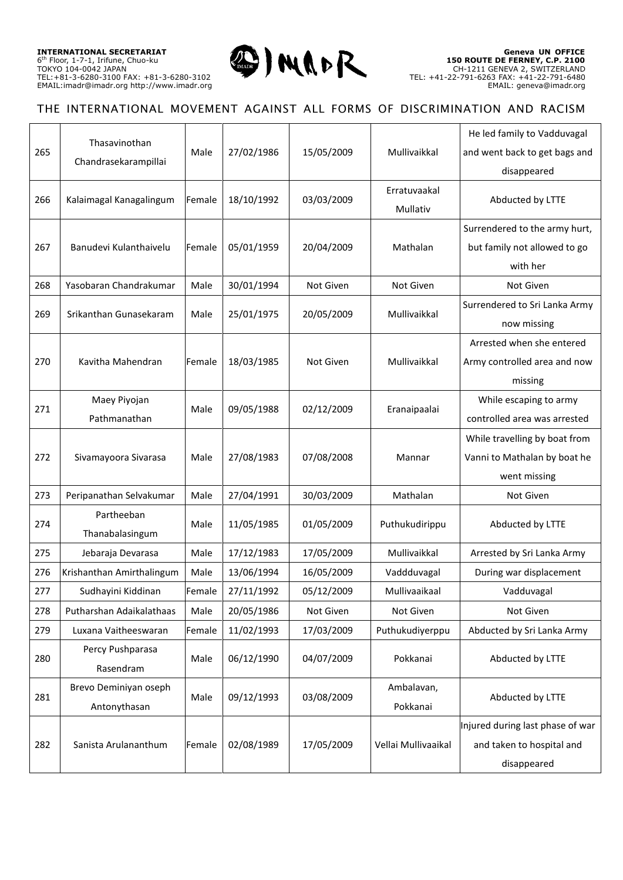| 265 | Thasavinothan Chandrasekarampillai | Male | 27/02/1986 | 15/05/2009 | Mullivaikkal | He led family to Vadduvagal and went back to get bags and disappeared |
|---|---|---|---|---|---|---|
| 266 | Kalaimagal Kanagalingum | Female | 18/10/1992 | 03/03/2009 | Erratuvaakal Mullativ | Abducted by LTTE |
| 267 | Banudevi Kulanthaivelu | Female | 05/01/1959 | 20/04/2009 | Mathalan | Surrendered to the army hurt, but family not allowed to go with her |
| 268 | Yasobaran Chandrakumar | Male | 30/01/1994 | Not Given | Not Given | Not Given |
| 269 | Srikanthan Gunasekaram | Male | 25/01/1975 | 20/05/2009 | Mullivaikkal | Surrendered to Sri Lanka Army now missing |
| 270 | Kavitha Mahendran | Female | 18/03/1985 | Not Given | Mullivaikkal | Arrested when she entered Army controlled area and now missing |
| 271 | Maey Piyojan Pathmanathan | Male | 09/05/1988 | 02/12/2009 | Eranaipaalai | While escaping to army controlled area was arrested |
| 272 | Sivamayoora Sivarasa | Male | 27/08/1983 | 07/08/2008 | Mannar | While travelling by boat from Vanni to Mathalan by boat he went missing |
| 273 | Peripanathan Selvakumar | Male | 27/04/1991 | 30/03/2009 | Mathalan | Not Given |
| 274 | Partheeban Thanabalasingum | Male | 11/05/1985 | 01/05/2009 | Puthukudirippu | Abducted by LTTE |
| 275 | Jebaraja Devarasa | Male | 17/12/1983 | 17/05/2009 | Mullivaikkal | Arrested by Sri Lanka Army |
| 276 | Krishanthan Amirthalingum | Male | 13/06/1994 | 16/05/2009 | Vaddduvagal | During war displacement |
| 277 | Sudhayini Kiddinan | Female | 27/11/1992 | 05/12/2009 | Mullivaaikaal | Vadduvagal |
| 278 | Putharshan Adaikalathaas | Male | 20/05/1986 | Not Given | Not Given | Not Given |
| 279 | Luxana Vaitheeswaran | Female | 11/02/1993 | 17/03/2009 | Puthukudiyerppu | Abducted by Sri Lanka Army |
| 280 | Percy Pushparasa Rasendram | Male | 06/12/1990 | 04/07/2009 | Pokkanai | Abducted by LTTE |
| 281 | Brevo Deminiyan oseph Antonythasan | Male | 09/12/1993 | 03/08/2009 | Ambalavan, Pokkanai | Abducted by LTTE |
| 282 | Sanista Arulananthum | Female | 02/08/1989 | 17/05/2009 | Vellai Mullivaaikal | Injured during last phase of war and taken to hospital and disappeared |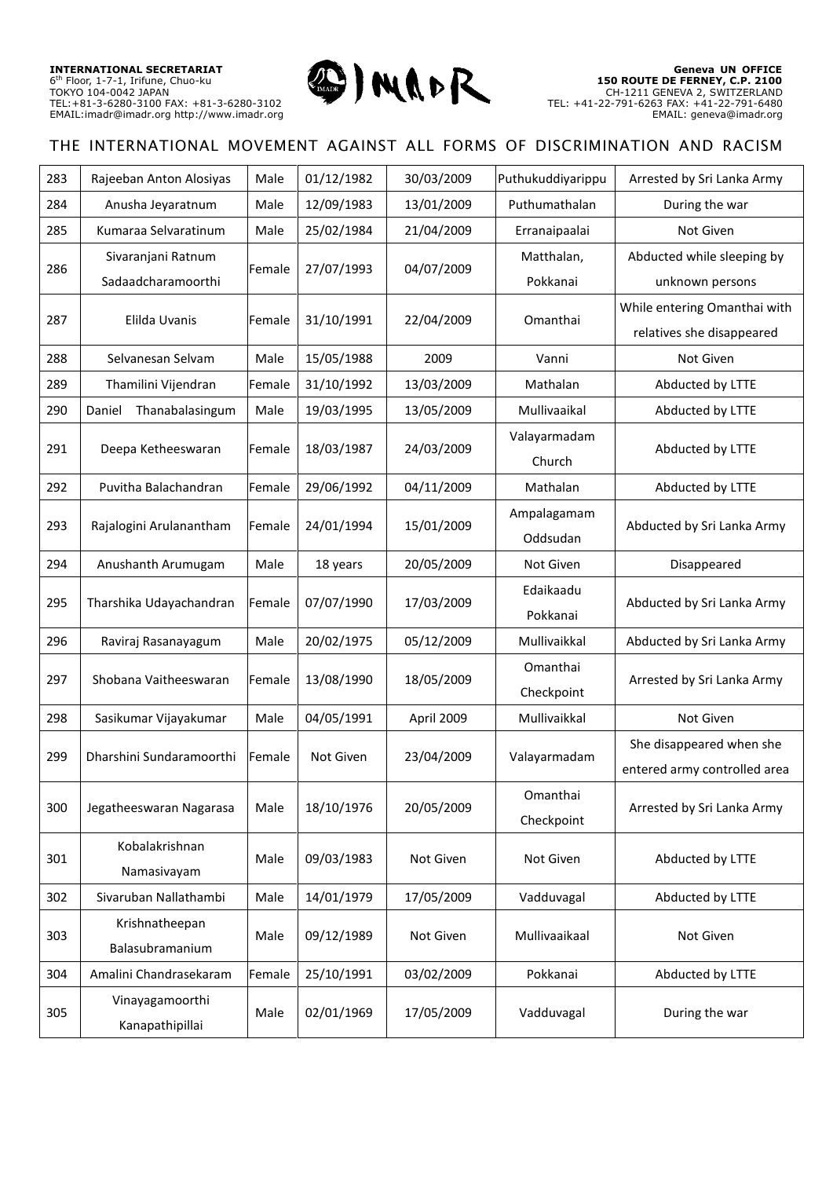| 283 | Rajeeban Anton Alosiyas | Male | 01/12/1982 | 30/03/2009 | Puthukuddiyarippu | Arrested by Sri Lanka Army |
|---|---|---|---|---|---|---|
| 284 | Anusha Jeyaratnum | Male | 12/09/1983 | 13/01/2009 | Puthumathalan | During the war |
| 285 | Kumaraa Selvaratinum | Male | 25/02/1984 | 21/04/2009 | Erranaipaalai | Not Given |
| 286 | Sivaranjani Ratnum Sadaadcharamoorthi | Female | 27/07/1993 | 04/07/2009 | Matthalan, Pokkanai | Abducted while sleeping by unknown persons |
| 287 | Elilda Uvanis | Female | 31/10/1991 | 22/04/2009 | Omanthai | While entering Omanthai with relatives she disappeared |
| 288 | Selvanesan Selvam | Male | 15/05/1988 | 2009 | Vanni | Not Given |
| 289 | Thamilini Vijendran | Female | 31/10/1992 | 13/03/2009 | Mathalan | Abducted by LTTE |
| 290 | Daniel Thanabalasingum | Male | 19/03/1995 | 13/05/2009 | Mullivaaikal | Abducted by LTTE |
| 291 | Deepa Ketheeswaran | Female | 18/03/1987 | 24/03/2009 | Valayarmadam Church | Abducted by LTTE |
| 292 | Puvitha Balachandran | Female | 29/06/1992 | 04/11/2009 | Mathalan | Abducted by LTTE |
| 293 | Rajalogini Arulanantham | Female | 24/01/1994 | 15/01/2009 | Ampalagamam Oddsudan | Abducted by Sri Lanka Army |
| 294 | Anushanth Arumugam | Male | 18 years | 20/05/2009 | Not Given | Disappeared |
| 295 | Tharshika Udayachandran | Female | 07/07/1990 | 17/03/2009 | Edaikaadu Pokkanai | Abducted by Sri Lanka Army |
| 296 | Raviraj Rasanayagum | Male | 20/02/1975 | 05/12/2009 | Mullivaikkal | Abducted by Sri Lanka Army |
| 297 | Shobana Vaitheeswaran | Female | 13/08/1990 | 18/05/2009 | Omanthai Checkpoint | Arrested by Sri Lanka Army |
| 298 | Sasikumar Vijayakumar | Male | 04/05/1991 | April 2009 | Mullivaikkal | Not Given |
| 299 | Dharshini Sundaramoorthi | Female | Not Given | 23/04/2009 | Valayarmadam | She disappeared when she entered army controlled area |
| 300 | Jegatheeswaran Nagarasa | Male | 18/10/1976 | 20/05/2009 | Omanthai Checkpoint | Arrested by Sri Lanka Army |
| 301 | Kobalakrishnan Namasivayam | Male | 09/03/1983 | Not Given | Not Given | Abducted by LTTE |
| 302 | Sivaruban Nallathambi | Male | 14/01/1979 | 17/05/2009 | Vadduvagal | Abducted by LTTE |
| 303 | Krishnatheepan Balasubramanium | Male | 09/12/1989 | Not Given | Mullivaaikaal | Not Given |
| 304 | Amalini Chandrasekaram | Female | 25/10/1991 | 03/02/2009 | Pokkanai | Abducted by LTTE |
| 305 | Vinayagamoorthi Kanapathipillai | Male | 02/01/1969 | 17/05/2009 | Vadduvagal | During the war |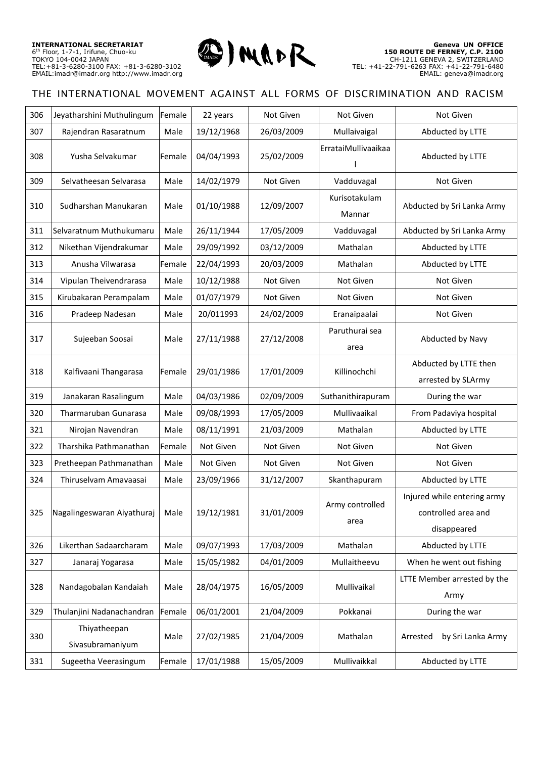| 306 | Jeyatharshini Muthulingum | Female | 22 years | Not Given | Not Given | Not Given |
|---|---|---|---|---|---|---|
| 307 | Rajendran Rasaratnum | Male | 19/12/1968 | 26/03/2009 | Mullaivaigal | Abducted by LTTE |
| 308 | Yusha Selvakumar | Female | 04/04/1993 | 25/02/2009 | ErrataiMullivaaikaa l | Abducted by LTTE |
| 309 | Selvatheesan Selvarasa | Male | 14/02/1979 | Not Given | Vadduvagal | Not Given |
| 310 | Sudharshan Manukaran | Male | 01/10/1988 | 12/09/2007 | Kurisotakulam Mannar | Abducted by Sri Lanka Army |
| 311 | Selvaratnum Muthukumaru | Male | 26/11/1944 | 17/05/2009 | Vadduvagal | Abducted by Sri Lanka Army |
| 312 | Nikethan Vijendrakumar | Male | 29/09/1992 | 03/12/2009 | Mathalan | Abducted by LTTE |
| 313 | Anusha Vilwarasa | Female | 22/04/1993 | 20/03/2009 | Mathalan | Abducted by LTTE |
| 314 | Vipulan Theivendrarasa | Male | 10/12/1988 | Not Given | Not Given | Not Given |
| 315 | Kirubakaran Perampalam | Male | 01/07/1979 | Not Given | Not Given | Not Given |
| 316 | Pradeep Nadesan | Male | 20/011993 | 24/02/2009 | Eranaipaalai | Not Given |
| 317 | Sujeeban Soosai | Male | 27/11/1988 | 27/12/2008 | Paruthurai sea area | Abducted by Navy |
| 318 | Kalfivaani Thangarasa | Female | 29/01/1986 | 17/01/2009 | Killinochchi | Abducted by LTTE then arrested by SLArmy |
| 319 | Janakaran Rasalingum | Male | 04/03/1986 | 02/09/2009 | Suthanithirapuram | During the war |
| 320 | Tharmaruban Gunarasa | Male | 09/08/1993 | 17/05/2009 | Mullivaaikal | From Padaviya hospital |
| 321 | Nirojan Navendran | Male | 08/11/1991 | 21/03/2009 | Mathalan | Abducted by LTTE |
| 322 | Tharshika Pathmanathan | Female | Not Given | Not Given | Not Given | Not Given |
| 323 | Pretheepan Pathmanathan | Male | Not Given | Not Given | Not Given | Not Given |
| 324 | Thiruselvam Amavaasai | Male | 23/09/1966 | 31/12/2007 | Skanthapuram | Abducted by LTTE |
| 325 | Nagalingeswaran Aiyathuraj | Male | 19/12/1981 | 31/01/2009 | Army controlled area | Injured while entering army controlled area and disappeared |
| 326 | Likerthan Sadaarcharam | Male | 09/07/1993 | 17/03/2009 | Mathalan | Abducted by LTTE |
| 327 | Janaraj Yogarasa | Male | 15/05/1982 | 04/01/2009 | Mullaitheevu | When he went out fishing |
| 328 | Nandagobalan Kandaiah | Male | 28/04/1975 | 16/05/2009 | Mullivaikal | LTTE Member arrested by the Army |
| 329 | Thulanjini Nadanachandran | Female | 06/01/2001 | 21/04/2009 | Pokkanai | During the war |
| 330 | Thiyatheepan Sivasubramaniyum | Male | 27/02/1985 | 21/04/2009 | Mathalan | Arrested by Sri Lanka Army |
| 331 | Sugeetha Veerasingum | Female | 17/01/1988 | 15/05/2009 | Mullivaikkal | Abducted by LTTE |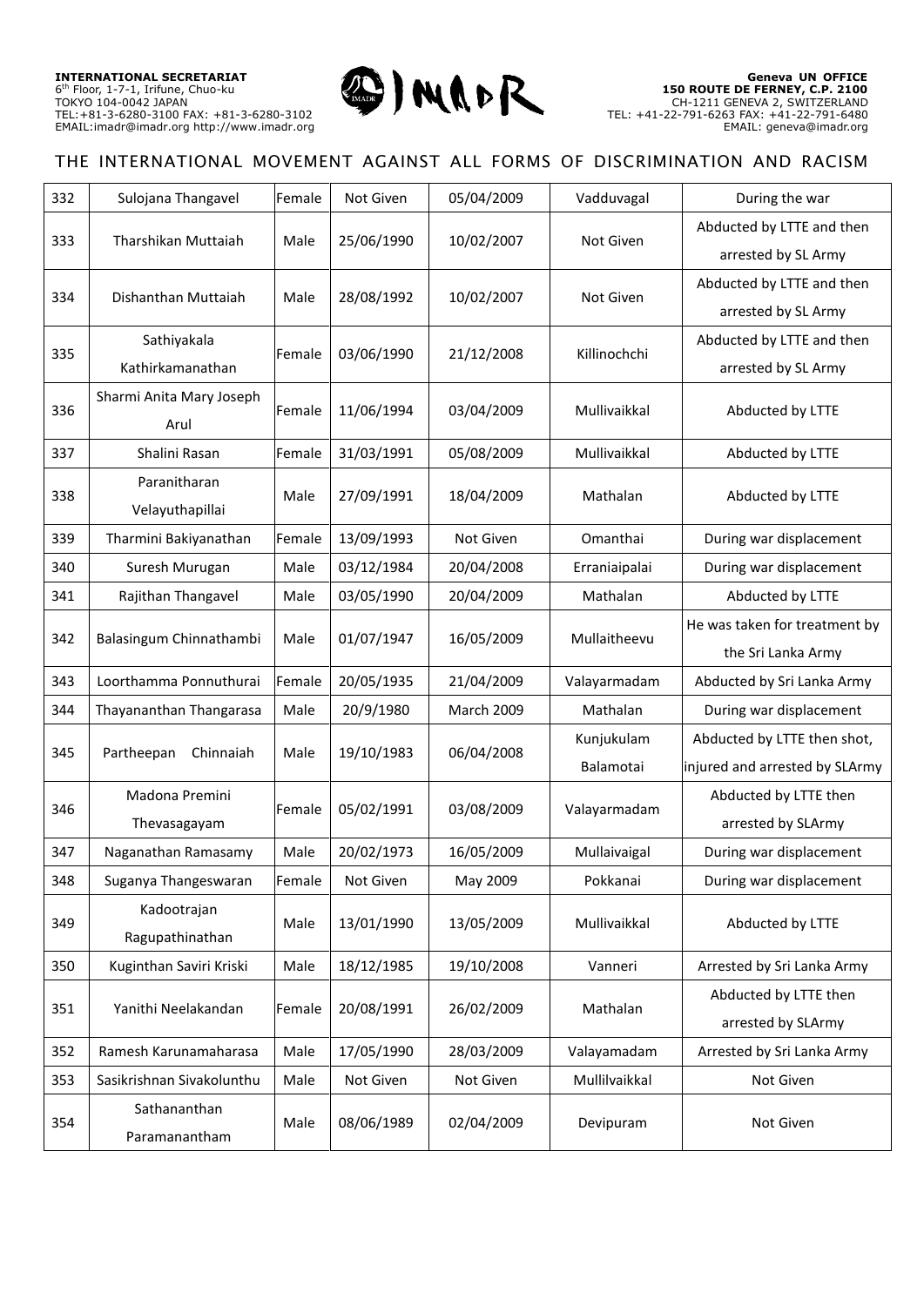| 332 | Sulojana Thangavel | Female | Not Given | 05/04/2009 | Vadduvagal | During the war |
|---|---|---|---|---|---|---|
| 333 | Tharshikan Muttaiah | Male | 25/06/1990 | 10/02/2007 | Not Given | Abducted by LTTE and then arrested by SL Army |
| 334 | Dishanthan Muttaiah | Male | 28/08/1992 | 10/02/2007 | Not Given | Abducted by LTTE and then arrested by SL Army |
| 335 | Sathiyakala Kathirkamanathan | Female | 03/06/1990 | 21/12/2008 | Killinochchi | Abducted by LTTE and then arrested by SL Army |
| 336 | Sharmi Anita Mary Joseph Arul | Female | 11/06/1994 | 03/04/2009 | Mullivaikkal | Abducted by LTTE |
| 337 | Shalini Rasan | Female | 31/03/1991 | 05/08/2009 | Mullivaikkal | Abducted by LTTE |
| 338 | Paranitharan Velayuthapillai | Male | 27/09/1991 | 18/04/2009 | Mathalan | Abducted by LTTE |
| 339 | Tharmini Bakiyanathan | Female | 13/09/1993 | Not Given | Omanthai | During war displacement |
| 340 | Suresh Murugan | Male | 03/12/1984 | 20/04/2008 | Erraniaipalai | During war displacement |
| 341 | Rajithan Thangavel | Male | 03/05/1990 | 20/04/2009 | Mathalan | Abducted by LTTE |
| 342 | Balasingum Chinnathambi | Male | 01/07/1947 | 16/05/2009 | Mullaitheevu | He was taken for treatment by the Sri Lanka Army |
| 343 | Loorthamma Ponnuthurai | Female | 20/05/1935 | 21/04/2009 | Valayarmadam | Abducted by Sri Lanka Army |
| 344 | Thayananthan Thangarasa | Male | 20/9/1980 | March 2009 | Mathalan | During war displacement |
| 345 | Partheepan Chinnaiah | Male | 19/10/1983 | 06/04/2008 | Kunjukulam Balamotai | Abducted by LTTE then shot, injured and arrested by SLArmy |
| 346 | Madona Premini Thevasagayam | Female | 05/02/1991 | 03/08/2009 | Valayarmadam | Abducted by LTTE then arrested by SLArmy |
| 347 | Naganathan Ramasamy | Male | 20/02/1973 | 16/05/2009 | Mullaivaigal | During war displacement |
| 348 | Suganya Thangeswaran | Female | Not Given | May 2009 | Pokkanai | During war displacement |
| 349 | Kadootrajan Ragupathinathan | Male | 13/01/1990 | 13/05/2009 | Mullivaikkal | Abducted by LTTE |
| 350 | Kuginthan Saviri Kriski | Male | 18/12/1985 | 19/10/2008 | Vanneri | Arrested by Sri Lanka Army |
| 351 | Yanithi Neelakandan | Female | 20/08/1991 | 26/02/2009 | Mathalan | Abducted by LTTE then arrested by SLArmy |
| 352 | Ramesh Karunamaharasa | Male | 17/05/1990 | 28/03/2009 | Valayamadam | Arrested by Sri Lanka Army |
| 353 | Sasikrishnan Sivakolunthu | Male | Not Given | Not Given | Mullilvaikkal | Not Given |
| 354 | Sathananthan Paramanantham | Male | 08/06/1989 | 02/04/2009 | Devipuram | Not Given |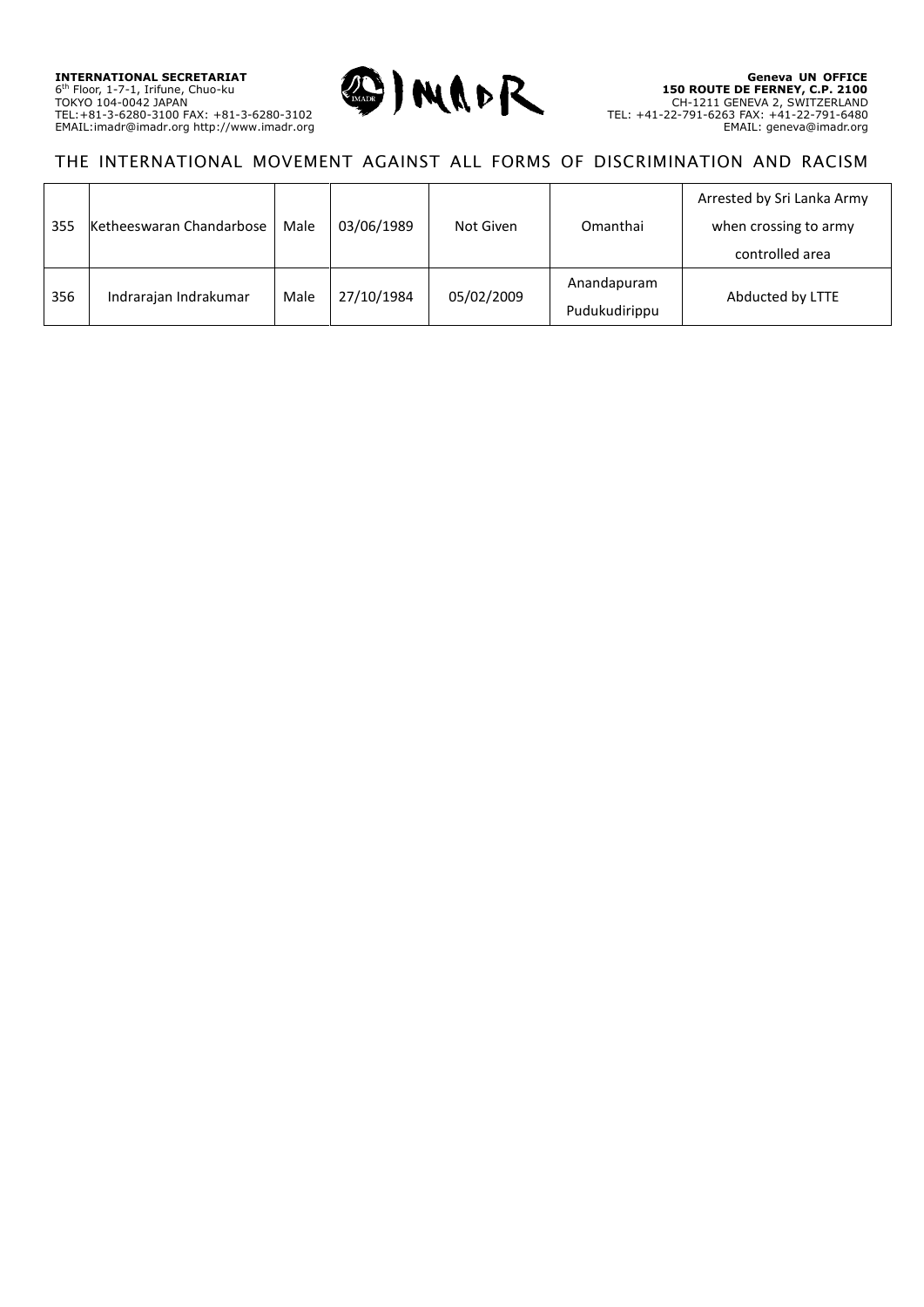| | | | | | | |
|---|---|---|---|---|---|---|
| 355 | Ketheeswaran Chandarbose | Male | 03/06/1989 | Not Given | Omanthai | Arrested by Sri Lanka Army when crossing to army controlled area |
| 356 | Indrarajan Indrakumar | Male | 27/10/1984 | 05/02/2009 | Anandapuram Pudukudirippu | Abducted by LTTE |